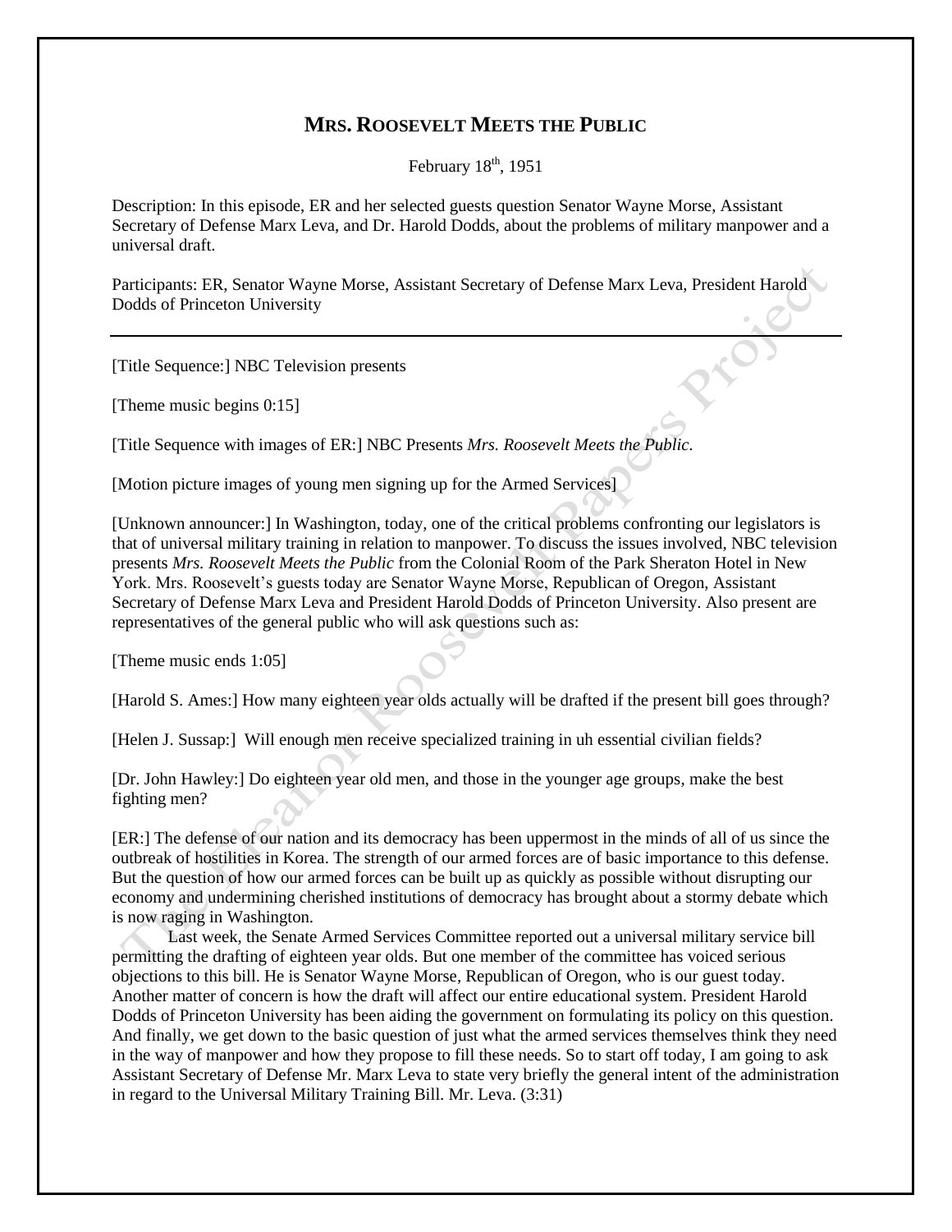# MRS. ROOSEVELT MEETS THE PUBLIC

February 18th, 1951

Description: In this episode, ER and her selected guests question Senator Wayne Morse, Assistant Secretary of Defense Marx Leva, and Dr. Harold Dodds, about the problems of military manpower and a universal draft.

Participants: ER, Senator Wayne Morse, Assistant Secretary of Defense Marx Leva, President Harold Dodds of Princeton University

---

[Title Sequence:] NBC Television presents

[Theme music begins 0:15]

[Title Sequence with images of ER:] NBC Presents *Mrs. Roosevelt Meets the Public*.

[Motion picture images of young men signing up for the Armed Services]

[Unknown announcer:] In Washington, today, one of the critical problems confronting our legislators is that of universal military training in relation to manpower. To discuss the issues involved, NBC television presents *Mrs. Roosevelt Meets the Public* from the Colonial Room of the Park Sheraton Hotel in New York. Mrs. Roosevelt's guests today are Senator Wayne Morse, Republican of Oregon, Assistant Secretary of Defense Marx Leva and President Harold Dodds of Princeton University. Also present are representatives of the general public who will ask questions such as:

[Theme music ends 1:05]

[Harold S. Ames:] How many eighteen year olds actually will be drafted if the present bill goes through?

[Helen J. Sussap:] Will enough men receive specialized training in uh essential civilian fields?

[Dr. John Hawley:] Do eighteen year old men, and those in the younger age groups, make the best fighting men?

[ER:] The defense of our nation and its democracy has been uppermost in the minds of all of us since the outbreak of hostilities in Korea. The strength of our armed forces are of basic importance to this defense. But the question of how our armed forces can be built up as quickly as possible without disrupting our economy and undermining cherished institutions of democracy has brought about a stormy debate which is now raging in Washington.

Last week, the Senate Armed Services Committee reported out a universal military service bill permitting the drafting of eighteen year olds. But one member of the committee has voiced serious objections to this bill. He is Senator Wayne Morse, Republican of Oregon, who is our guest today. Another matter of concern is how the draft will affect our entire educational system. President Harold Dodds of Princeton University has been aiding the government on formulating its policy on this question. And finally, we get down to the basic question of just what the armed services themselves think they need in the way of manpower and how they propose to fill these needs. So to start off today, I am going to ask Assistant Secretary of Defense Mr. Marx Leva to state very briefly the general intent of the administration in regard to the Universal Military Training Bill. Mr. Leva. (3:31)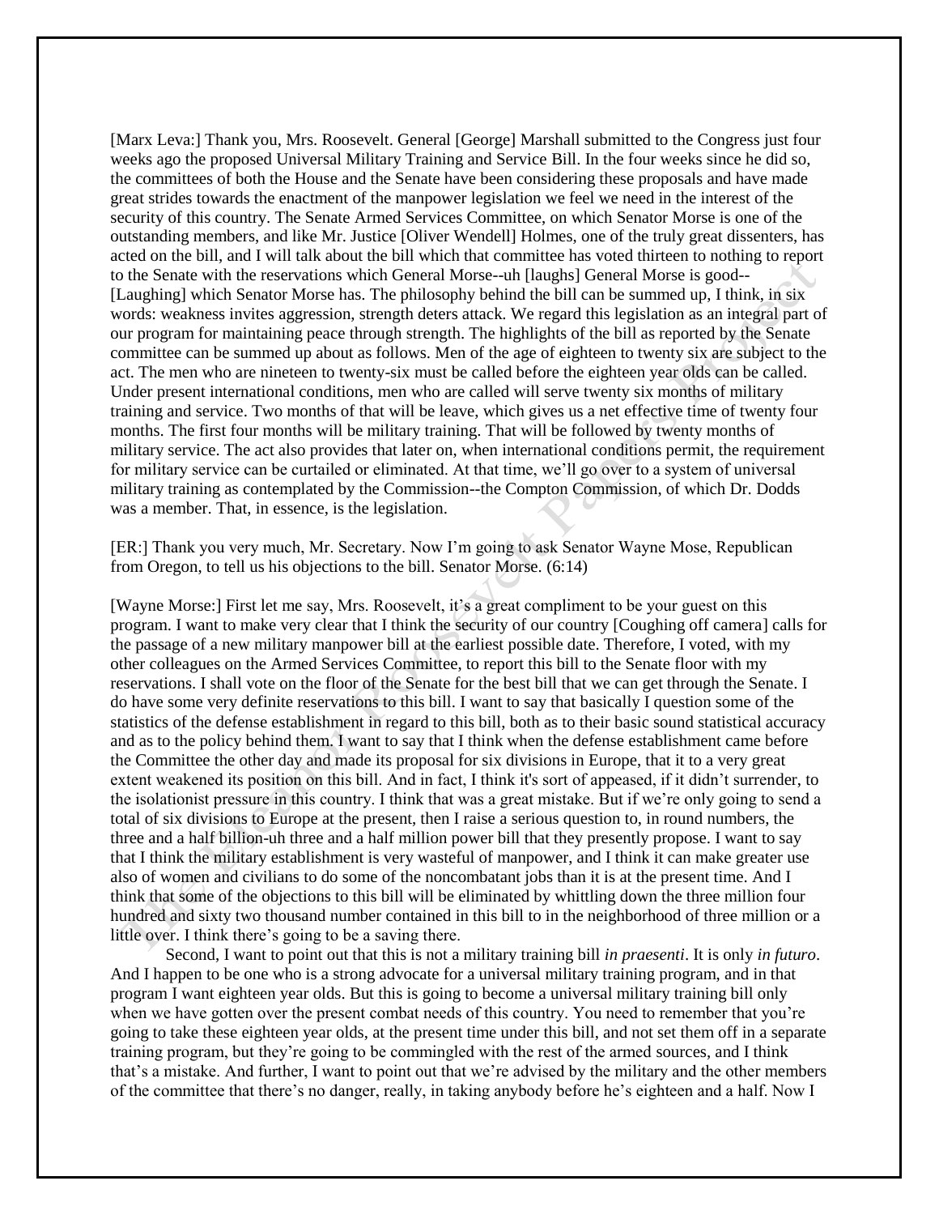[Marx Leva:] Thank you, Mrs. Roosevelt. General [George] Marshall submitted to the Congress just four weeks ago the proposed Universal Military Training and Service Bill. In the four weeks since he did so, the committees of both the House and the Senate have been considering these proposals and have made great strides towards the enactment of the manpower legislation we feel we need in the interest of the security of this country. The Senate Armed Services Committee, on which Senator Morse is one of the outstanding members, and like Mr. Justice [Oliver Wendell] Holmes, one of the truly great dissenters, has acted on the bill, and I will talk about the bill which that committee has voted thirteen to nothing to report to the Senate with the reservations which General Morse--uh [laughs] General Morse is good--[Laughing] which Senator Morse has. The philosophy behind the bill can be summed up, I think, in six words: weakness invites aggression, strength deters attack. We regard this legislation as an integral part of our program for maintaining peace through strength. The highlights of the bill as reported by the Senate committee can be summed up about as follows. Men of the age of eighteen to twenty six are subject to the act. The men who are nineteen to twenty-six must be called before the eighteen year olds can be called. Under present international conditions, men who are called will serve twenty six months of military training and service. Two months of that will be leave, which gives us a net effective time of twenty four months. The first four months will be military training. That will be followed by twenty months of military service. The act also provides that later on, when international conditions permit, the requirement for military service can be curtailed or eliminated. At that time, we'll go over to a system of universal military training as contemplated by the Commission--the Compton Commission, of which Dr. Dodds was a member. That, in essence, is the legislation.

[ER:] Thank you very much, Mr. Secretary. Now I'm going to ask Senator Wayne Mose, Republican from Oregon, to tell us his objections to the bill. Senator Morse. (6:14)

[Wayne Morse:] First let me say, Mrs. Roosevelt, it's a great compliment to be your guest on this program. I want to make very clear that I think the security of our country [Coughing off camera] calls for the passage of a new military manpower bill at the earliest possible date. Therefore, I voted, with my other colleagues on the Armed Services Committee, to report this bill to the Senate floor with my reservations. I shall vote on the floor of the Senate for the best bill that we can get through the Senate. I do have some very definite reservations to this bill. I want to say that basically I question some of the statistics of the defense establishment in regard to this bill, both as to their basic sound statistical accuracy and as to the policy behind them. I want to say that I think when the defense establishment came before the Committee the other day and made its proposal for six divisions in Europe, that it to a very great extent weakened its position on this bill. And in fact, I think it's sort of appeased, if it didn't surrender, to the isolationist pressure in this country. I think that was a great mistake. But if we're only going to send a total of six divisions to Europe at the present, then I raise a serious question to, in round numbers, the three and a half billion-uh three and a half million power bill that they presently propose. I want to say that I think the military establishment is very wasteful of manpower, and I think it can make greater use also of women and civilians to do some of the noncombatant jobs than it is at the present time. And I think that some of the objections to this bill will be eliminated by whittling down the three million four hundred and sixty two thousand number contained in this bill to in the neighborhood of three million or a little over. I think there's going to be a saving there.

Second, I want to point out that this is not a military training bill *in praesenti*. It is only *in futuro*. And I happen to be one who is a strong advocate for a universal military training program, and in that program I want eighteen year olds. But this is going to become a universal military training bill only when we have gotten over the present combat needs of this country. You need to remember that you're going to take these eighteen year olds, at the present time under this bill, and not set them off in a separate training program, but they're going to be commingled with the rest of the armed sources, and I think that's a mistake. And further, I want to point out that we're advised by the military and the other members of the committee that there's no danger, really, in taking anybody before he's eighteen and a half. Now I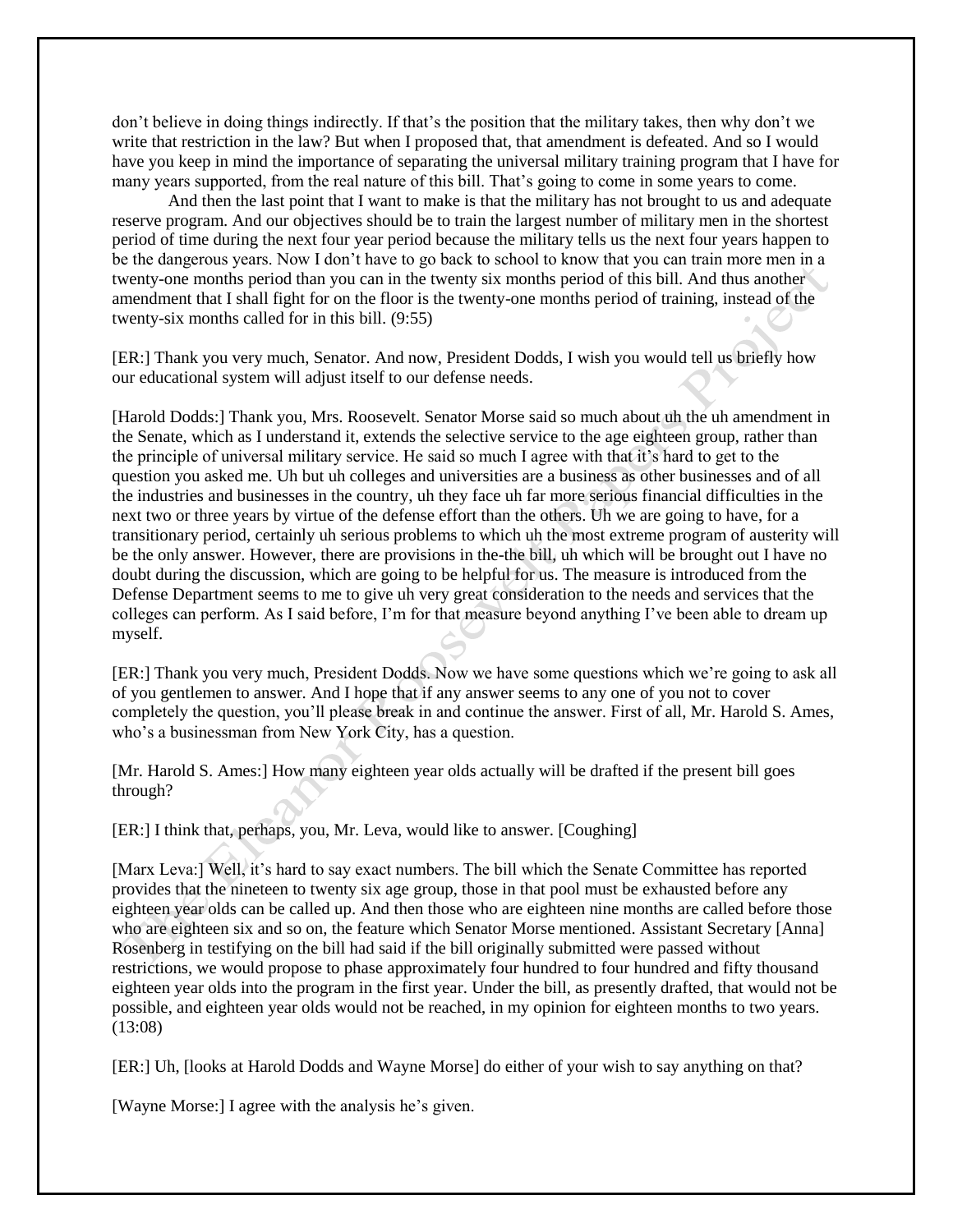don't believe in doing things indirectly. If that's the position that the military takes, then why don't we write that restriction in the law? But when I proposed that, that amendment is defeated. And so I would have you keep in mind the importance of separating the universal military training program that I have for many years supported, from the real nature of this bill. That's going to come in some years to come.

And then the last point that I want to make is that the military has not brought to us and adequate reserve program. And our objectives should be to train the largest number of military men in the shortest period of time during the next four year period because the military tells us the next four years happen to be the dangerous years. Now I don't have to go back to school to know that you can train more men in a twenty-one months period than you can in the twenty six months period of this bill. And thus another amendment that I shall fight for on the floor is the twenty-one months period of training, instead of the twenty-six months called for in this bill. (9:55)

[ER:] Thank you very much, Senator. And now, President Dodds, I wish you would tell us briefly how our educational system will adjust itself to our defense needs.

[Harold Dodds:] Thank you, Mrs. Roosevelt. Senator Morse said so much about uh the uh amendment in the Senate, which as I understand it, extends the selective service to the age eighteen group, rather than the principle of universal military service. He said so much I agree with that it's hard to get to the question you asked me. Uh but uh colleges and universities are a business as other businesses and of all the industries and businesses in the country, uh they face uh far more serious financial difficulties in the next two or three years by virtue of the defense effort than the others. Uh we are going to have, for a transitionary period, certainly uh serious problems to which uh the most extreme program of austerity will be the only answer. However, there are provisions in the-the bill, uh which will be brought out I have no doubt during the discussion, which are going to be helpful for us. The measure is introduced from the Defense Department seems to me to give uh very great consideration to the needs and services that the colleges can perform. As I said before, I'm for that measure beyond anything I've been able to dream up myself.

[ER:] Thank you very much, President Dodds. Now we have some questions which we're going to ask all of you gentlemen to answer. And I hope that if any answer seems to any one of you not to cover completely the question, you'll please break in and continue the answer. First of all, Mr. Harold S. Ames, who's a businessman from New York City, has a question.

[Mr. Harold S. Ames:] How many eighteen year olds actually will be drafted if the present bill goes through?

[ER:] I think that, perhaps, you, Mr. Leva, would like to answer. [Coughing]

[Marx Leva:] Well, it's hard to say exact numbers. The bill which the Senate Committee has reported provides that the nineteen to twenty six age group, those in that pool must be exhausted before any eighteen year olds can be called up. And then those who are eighteen nine months are called before those who are eighteen six and so on, the feature which Senator Morse mentioned. Assistant Secretary [Anna] Rosenberg in testifying on the bill had said if the bill originally submitted were passed without restrictions, we would propose to phase approximately four hundred to four hundred and fifty thousand eighteen year olds into the program in the first year. Under the bill, as presently drafted, that would not be possible, and eighteen year olds would not be reached, in my opinion for eighteen months to two years. (13:08)

[ER:] Uh, [looks at Harold Dodds and Wayne Morse] do either of your wish to say anything on that?

[Wayne Morse:] I agree with the analysis he's given.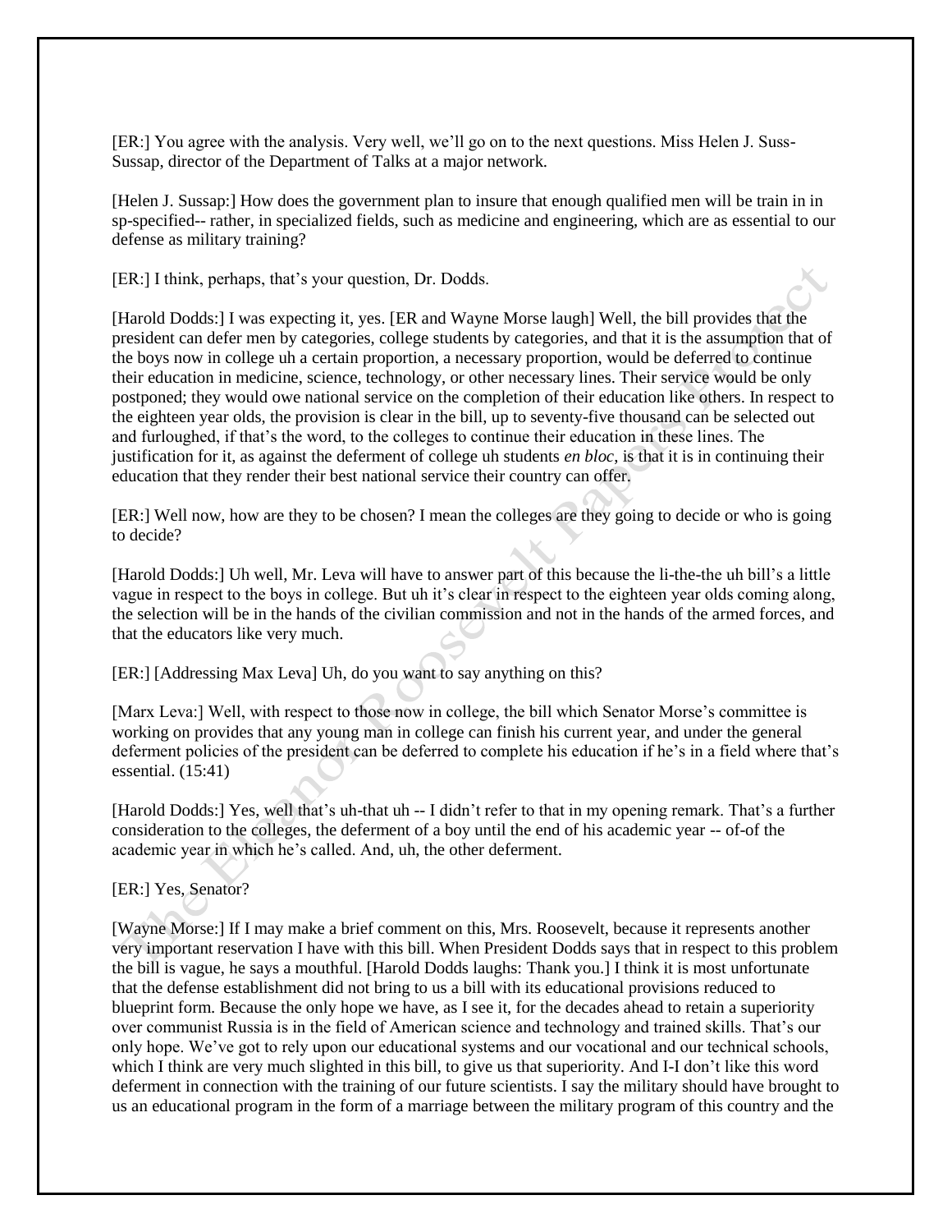[ER:] You agree with the analysis. Very well, we'll go on to the next questions. Miss Helen J. Suss-Sussap, director of the Department of Talks at a major network.

[Helen J. Sussap:] How does the government plan to insure that enough qualified men will be train in in sp-specified-- rather, in specialized fields, such as medicine and engineering, which are as essential to our defense as military training?

[ER:] I think, perhaps, that's your question, Dr. Dodds.

[Harold Dodds:] I was expecting it, yes. [ER and Wayne Morse laugh] Well, the bill provides that the president can defer men by categories, college students by categories, and that it is the assumption that of the boys now in college uh a certain proportion, a necessary proportion, would be deferred to continue their education in medicine, science, technology, or other necessary lines. Their service would be only postponed; they would owe national service on the completion of their education like others. In respect to the eighteen year olds, the provision is clear in the bill, up to seventy-five thousand can be selected out and furloughed, if that's the word, to the colleges to continue their education in these lines. The justification for it, as against the deferment of college uh students *en bloc*, is that it is in continuing their education that they render their best national service their country can offer.

[ER:] Well now, how are they to be chosen? I mean the colleges are they going to decide or who is going to decide?

[Harold Dodds:] Uh well, Mr. Leva will have to answer part of this because the li-the-the uh bill's a little vague in respect to the boys in college. But uh it's clear in respect to the eighteen year olds coming along, the selection will be in the hands of the civilian commission and not in the hands of the armed forces, and that the educators like very much.

[ER:] [Addressing Max Leva] Uh, do you want to say anything on this?

[Marx Leva:] Well, with respect to those now in college, the bill which Senator Morse's committee is working on provides that any young man in college can finish his current year, and under the general deferment policies of the president can be deferred to complete his education if he's in a field where that's essential. (15:41)

[Harold Dodds:] Yes, well that's uh-that uh -- I didn't refer to that in my opening remark. That's a further consideration to the colleges, the deferment of a boy until the end of his academic year -- of-of the academic year in which he's called. And, uh, the other deferment.

[ER:] Yes, Senator?

[Wayne Morse:] If I may make a brief comment on this, Mrs. Roosevelt, because it represents another very important reservation I have with this bill. When President Dodds says that in respect to this problem the bill is vague, he says a mouthful. [Harold Dodds laughs: Thank you.] I think it is most unfortunate that the defense establishment did not bring to us a bill with its educational provisions reduced to blueprint form. Because the only hope we have, as I see it, for the decades ahead to retain a superiority over communist Russia is in the field of American science and technology and trained skills. That's our only hope. We've got to rely upon our educational systems and our vocational and our technical schools, which I think are very much slighted in this bill, to give us that superiority. And I-I don't like this word deferment in connection with the training of our future scientists. I say the military should have brought to us an educational program in the form of a marriage between the military program of this country and the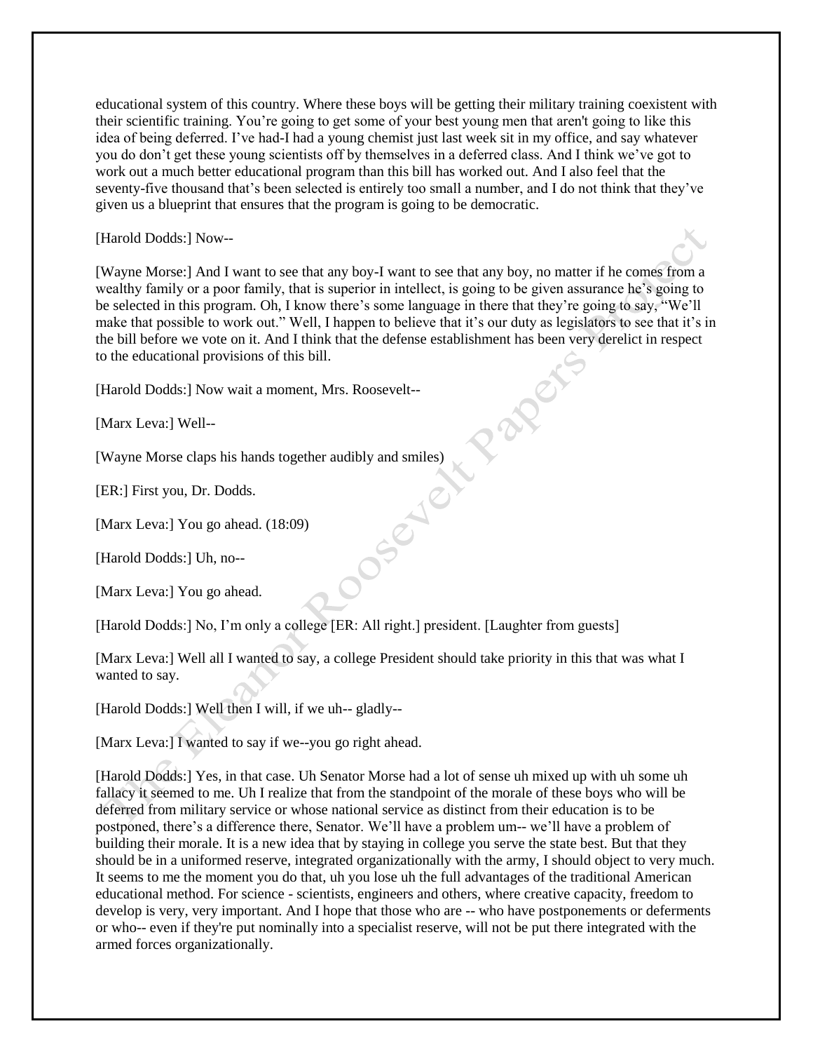educational system of this country. Where these boys will be getting their military training coexistent with their scientific training. You're going to get some of your best young men that aren't going to like this idea of being deferred. I've had-I had a young chemist just last week sit in my office, and say whatever you do don't get these young scientists off by themselves in a deferred class. And I think we've got to work out a much better educational program than this bill has worked out. And I also feel that the seventy-five thousand that's been selected is entirely too small a number, and I do not think that they've given us a blueprint that ensures that the program is going to be democratic.

[Harold Dodds:] Now--

[Wayne Morse:] And I want to see that any boy-I want to see that any boy, no matter if he comes from a wealthy family or a poor family, that is superior in intellect, is going to be given assurance he's going to be selected in this program. Oh, I know there's some language in there that they're going to say, "We'll make that possible to work out." Well, I happen to believe that it's our duty as legislators to see that it's in the bill before we vote on it. And I think that the defense establishment has been very derelict in respect to the educational provisions of this bill.

[Harold Dodds:] Now wait a moment, Mrs. Roosevelt--

[Marx Leva:] Well--

[Wayne Morse claps his hands together audibly and smiles)

[ER:] First you, Dr. Dodds.

[Marx Leva:] You go ahead. (18:09)

[Harold Dodds:] Uh, no--

[Marx Leva:] You go ahead.

[Harold Dodds:] No, I'm only a college [ER: All right.] president. [Laughter from guests]

[Marx Leva:] Well all I wanted to say, a college President should take priority in this that was what I wanted to say.

[Harold Dodds:] Well then I will, if we uh-- gladly--

[Marx Leva:] I wanted to say if we--you go right ahead.

[Harold Dodds:] Yes, in that case. Uh Senator Morse had a lot of sense uh mixed up with uh some uh fallacy it seemed to me. Uh I realize that from the standpoint of the morale of these boys who will be deferred from military service or whose national service as distinct from their education is to be postponed, there's a difference there, Senator. We'll have a problem um-- we'll have a problem of building their morale. It is a new idea that by staying in college you serve the state best. But that they should be in a uniformed reserve, integrated organizationally with the army, I should object to very much. It seems to me the moment you do that, uh you lose uh the full advantages of the traditional American educational method. For science - scientists, engineers and others, where creative capacity, freedom to develop is very, very important. And I hope that those who are -- who have postponements or deferments or who-- even if they're put nominally into a specialist reserve, will not be put there integrated with the armed forces organizationally.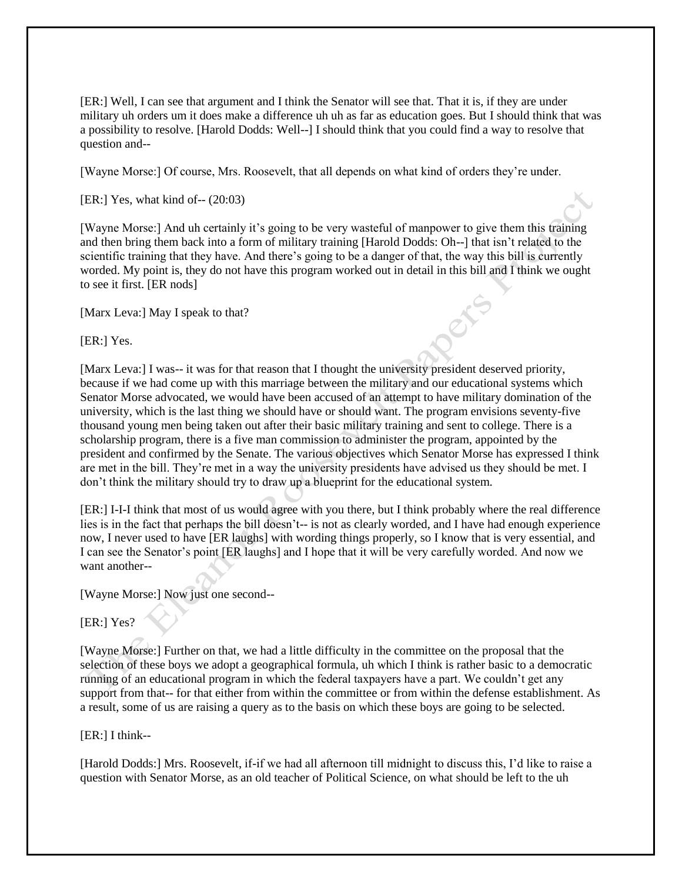[ER:] Well, I can see that argument and I think the Senator will see that. That it is, if they are under military uh orders um it does make a difference uh uh as far as education goes. But I should think that was a possibility to resolve. [Harold Dodds: Well--] I should think that you could find a way to resolve that question and--

[Wayne Morse:] Of course, Mrs. Roosevelt, that all depends on what kind of orders they're under.

[ER:] Yes, what kind of-- (20:03)

[Wayne Morse:] And uh certainly it's going to be very wasteful of manpower to give them this training and then bring them back into a form of military training [Harold Dodds: Oh--] that isn't related to the scientific training that they have. And there's going to be a danger of that, the way this bill is currently worded. My point is, they do not have this program worked out in detail in this bill and I think we ought to see it first. [ER nods]

[Marx Leva:] May I speak to that?

[ER:] Yes.

[Marx Leva:] I was-- it was for that reason that I thought the university president deserved priority, because if we had come up with this marriage between the military and our educational systems which Senator Morse advocated, we would have been accused of an attempt to have military domination of the university, which is the last thing we should have or should want. The program envisions seventy-five thousand young men being taken out after their basic military training and sent to college. There is a scholarship program, there is a five man commission to administer the program, appointed by the president and confirmed by the Senate. The various objectives which Senator Morse has expressed I think are met in the bill. They're met in a way the university presidents have advised us they should be met. I don't think the military should try to draw up a blueprint for the educational system.

[ER:] I-I-I think that most of us would agree with you there, but I think probably where the real difference lies is in the fact that perhaps the bill doesn't-- is not as clearly worded, and I have had enough experience now, I never used to have [ER laughs] with wording things properly, so I know that is very essential, and I can see the Senator's point [ER laughs] and I hope that it will be very carefully worded. And now we want another--

[Wayne Morse:] Now just one second--

[ER:] Yes?

[Wayne Morse:] Further on that, we had a little difficulty in the committee on the proposal that the selection of these boys we adopt a geographical formula, uh which I think is rather basic to a democratic running of an educational program in which the federal taxpayers have a part. We couldn't get any support from that-- for that either from within the committee or from within the defense establishment. As a result, some of us are raising a query as to the basis on which these boys are going to be selected.

[ER:] I think--

[Harold Dodds:] Mrs. Roosevelt, if-if we had all afternoon till midnight to discuss this, I'd like to raise a question with Senator Morse, as an old teacher of Political Science, on what should be left to the uh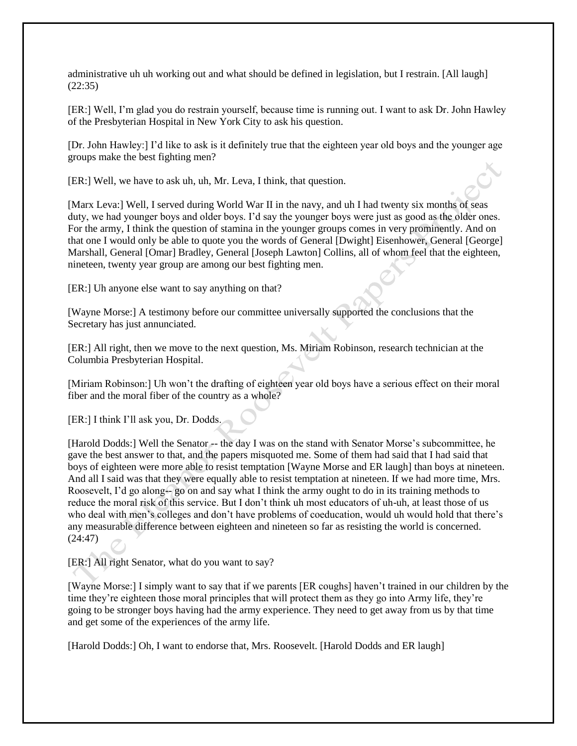administrative uh uh working out and what should be defined in legislation, but I restrain. [All laugh] (22:35)

[ER:] Well, I'm glad you do restrain yourself, because time is running out. I want to ask Dr. John Hawley of the Presbyterian Hospital in New York City to ask his question.

[Dr. John Hawley:] I'd like to ask is it definitely true that the eighteen year old boys and the younger age groups make the best fighting men?

[ER:] Well, we have to ask uh, uh, Mr. Leva, I think, that question.

[Marx Leva:] Well, I served during World War II in the navy, and uh I had twenty six months of seas duty, we had younger boys and older boys. I'd say the younger boys were just as good as the older ones. For the army, I think the question of stamina in the younger groups comes in very prominently. And on that one I would only be able to quote you the words of General [Dwight] Eisenhower, General [George] Marshall, General [Omar] Bradley, General [Joseph Lawton] Collins, all of whom feel that the eighteen, nineteen, twenty year group are among our best fighting men.

[ER:] Uh anyone else want to say anything on that?

[Wayne Morse:] A testimony before our committee universally supported the conclusions that the Secretary has just annunciated.

[ER:] All right, then we move to the next question, Ms. Miriam Robinson, research technician at the Columbia Presbyterian Hospital.

[Miriam Robinson:] Uh won't the drafting of eighteen year old boys have a serious effect on their moral fiber and the moral fiber of the country as a whole?

[ER:] I think I'll ask you, Dr. Dodds.

[Harold Dodds:] Well the Senator -- the day I was on the stand with Senator Morse's subcommittee, he gave the best answer to that, and the papers misquoted me. Some of them had said that I had said that boys of eighteen were more able to resist temptation [Wayne Morse and ER laugh] than boys at nineteen. And all I said was that they were equally able to resist temptation at nineteen. If we had more time, Mrs. Roosevelt, I'd go along-- go on and say what I think the army ought to do in its training methods to reduce the moral risk of this service. But I don't think uh most educators of uh-uh, at least those of us who deal with men's colleges and don't have problems of coeducation, would uh would hold that there's any measurable difference between eighteen and nineteen so far as resisting the world is concerned. (24:47)

[ER:] All right Senator, what do you want to say?

[Wayne Morse:] I simply want to say that if we parents [ER coughs] haven't trained in our children by the time they're eighteen those moral principles that will protect them as they go into Army life, they're going to be stronger boys having had the army experience. They need to get away from us by that time and get some of the experiences of the army life.

[Harold Dodds:] Oh, I want to endorse that, Mrs. Roosevelt. [Harold Dodds and ER laugh]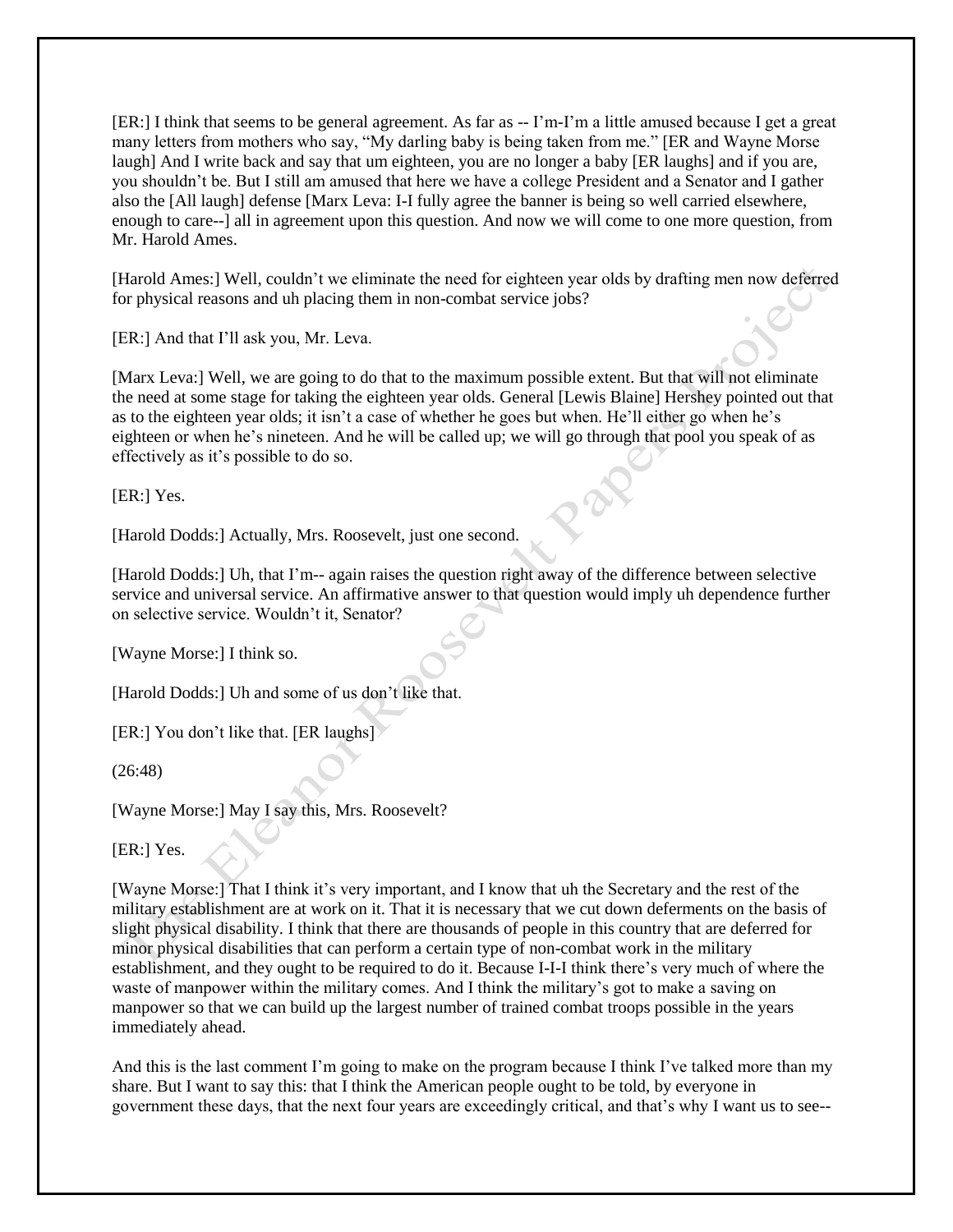[ER:] I think that seems to be general agreement. As far as -- I'm-I'm a little amused because I get a great many letters from mothers who say, "My darling baby is being taken from me." [ER and Wayne Morse laugh] And I write back and say that um eighteen, you are no longer a baby [ER laughs] and if you are, you shouldn't be. But I still am amused that here we have a college President and a Senator and I gather also the [All laugh] defense [Marx Leva: I-I fully agree the banner is being so well carried elsewhere, enough to care--] all in agreement upon this question. And now we will come to one more question, from Mr. Harold Ames.

[Harold Ames:] Well, couldn't we eliminate the need for eighteen year olds by drafting men now deferred for physical reasons and uh placing them in non-combat service jobs?

[ER:] And that I'll ask you, Mr. Leva.

[Marx Leva:] Well, we are going to do that to the maximum possible extent. But that will not eliminate the need at some stage for taking the eighteen year olds. General [Lewis Blaine] Hershey pointed out that as to the eighteen year olds; it isn't a case of whether he goes but when. He'll either go when he's eighteen or when he's nineteen. And he will be called up; we will go through that pool you speak of as effectively as it's possible to do so.

[ER:] Yes.

[Harold Dodds:] Actually, Mrs. Roosevelt, just one second.

[Harold Dodds:] Uh, that I'm-- again raises the question right away of the difference between selective service and universal service. An affirmative answer to that question would imply uh dependence further on selective service. Wouldn't it, Senator?

[Wayne Morse:] I think so.

[Harold Dodds:] Uh and some of us don't like that.

[ER:] You don't like that. [ER laughs]

(26:48)

[Wayne Morse:] May I say this, Mrs. Roosevelt?

[ER:] Yes.

[Wayne Morse:] That I think it's very important, and I know that uh the Secretary and the rest of the military establishment are at work on it. That it is necessary that we cut down deferments on the basis of slight physical disability. I think that there are thousands of people in this country that are deferred for minor physical disabilities that can perform a certain type of non-combat work in the military establishment, and they ought to be required to do it. Because I-I-I think there's very much of where the waste of manpower within the military comes. And I think the military's got to make a saving on manpower so that we can build up the largest number of trained combat troops possible in the years immediately ahead.

And this is the last comment I'm going to make on the program because I think I've talked more than my share. But I want to say this: that I think the American people ought to be told, by everyone in government these days, that the next four years are exceedingly critical, and that's why I want us to see--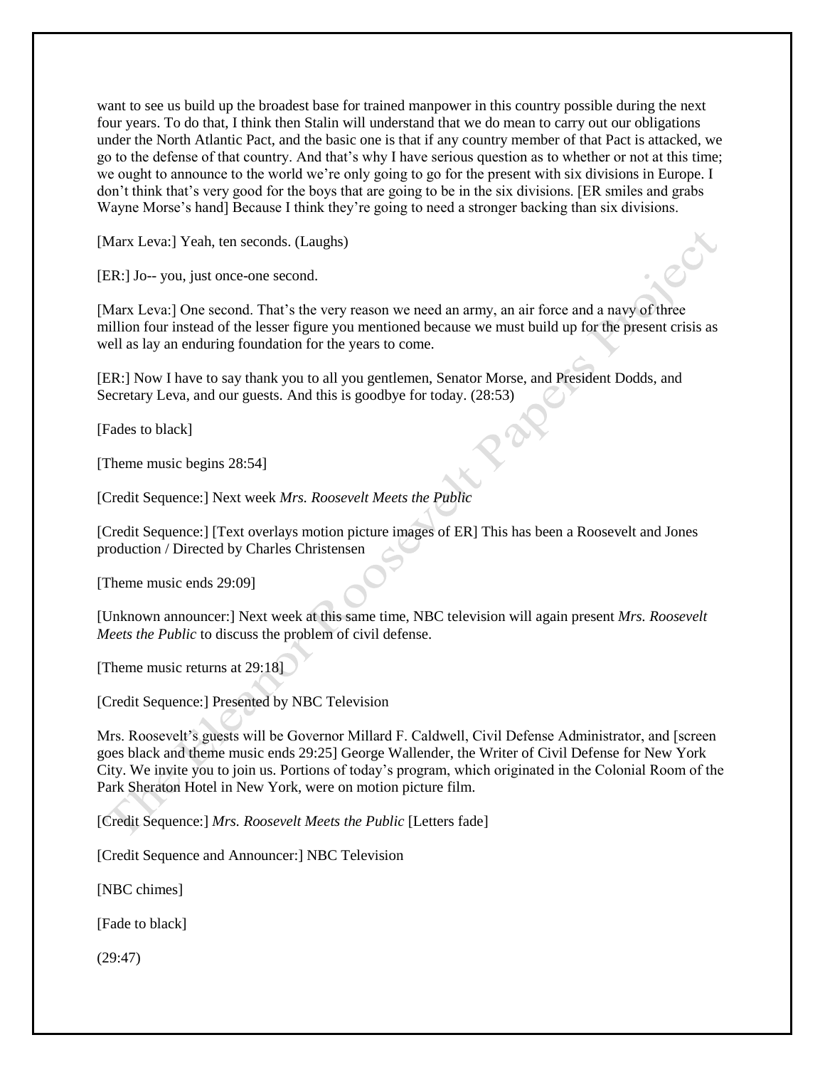want to see us build up the broadest base for trained manpower in this country possible during the next four years. To do that, I think then Stalin will understand that we do mean to carry out our obligations under the North Atlantic Pact, and the basic one is that if any country member of that Pact is attacked, we go to the defense of that country. And that's why I have serious question as to whether or not at this time; we ought to announce to the world we're only going to go for the present with six divisions in Europe. I don't think that's very good for the boys that are going to be in the six divisions. [ER smiles and grabs Wayne Morse's hand] Because I think they're going to need a stronger backing than six divisions.

[Marx Leva:] Yeah, ten seconds. (Laughs)

[ER:] Jo-- you, just once-one second.

[Marx Leva:] One second. That's the very reason we need an army, an air force and a navy of three million four instead of the lesser figure you mentioned because we must build up for the present crisis as well as lay an enduring foundation for the years to come.

[ER:] Now I have to say thank you to all you gentlemen, Senator Morse, and President Dodds, and Secretary Leva, and our guests. And this is goodbye for today. (28:53)

[Fades to black]

[Theme music begins 28:54]

[Credit Sequence:] Next week *Mrs. Roosevelt Meets the Public*

[Credit Sequence:] [Text overlays motion picture images of ER] This has been a Roosevelt and Jones production / Directed by Charles Christensen

[Theme music ends 29:09]

[Unknown announcer:] Next week at this same time, NBC television will again present *Mrs. Roosevelt Meets the Public* to discuss the problem of civil defense.

[Theme music returns at 29:18]

[Credit Sequence:] Presented by NBC Television

Mrs. Roosevelt's guests will be Governor Millard F. Caldwell, Civil Defense Administrator, and [screen goes black and theme music ends 29:25] George Wallender, the Writer of Civil Defense for New York City. We invite you to join us. Portions of today's program, which originated in the Colonial Room of the Park Sheraton Hotel in New York, were on motion picture film.

[Credit Sequence:] *Mrs. Roosevelt Meets the Public* [Letters fade]

[Credit Sequence and Announcer:] NBC Television

[NBC chimes]

[Fade to black]

(29:47)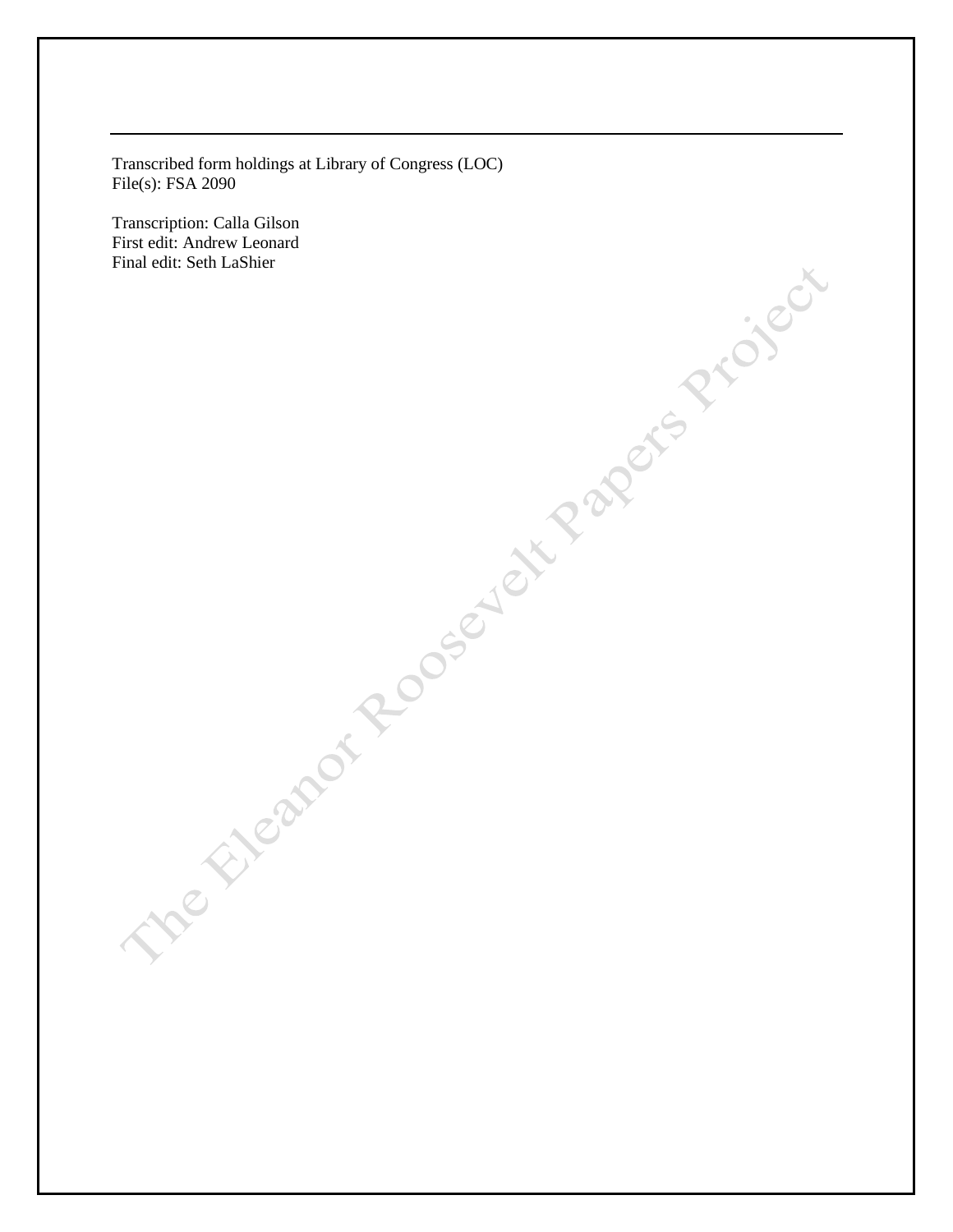Transcribed form holdings at Library of Congress (LOC)
File(s): FSA 2090

Transcription: Calla Gilson
First edit: Andrew Leonard
Final edit: Seth LaShier